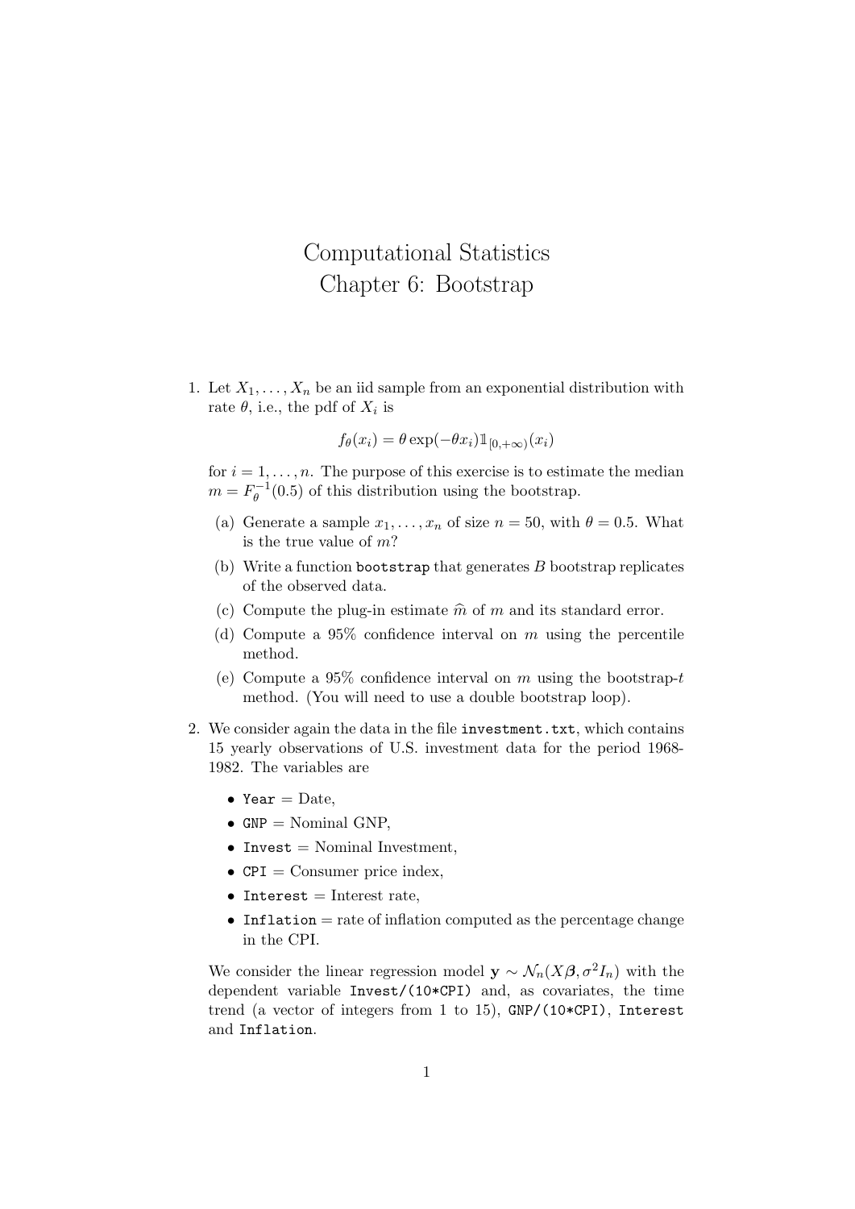# Computational Statistics
# Chapter 6: Bootstrap

1. Let $X_1, \ldots, X_n$ be an iid sample from an exponential distribution with rate $\theta$, i.e., the pdf of $X_i$ is

$$f_\theta(x_i) = \theta \exp(-\theta x_i) \mathbb{1}_{[0,+\infty)}(x_i)$$

   for $i = 1, \ldots, n$. The purpose of this exercise is to estimate the median $m = F_\theta^{-1}(0.5)$ of this distribution using the bootstrap.

   (a) Generate a sample $x_1, \ldots, x_n$ of size $n = 50$, with $\theta = 0.5$. What is the true value of $m$?

   (b) Write a function `bootstrap` that generates $B$ bootstrap replicates of the observed data.

   (c) Compute the plug-in estimate $\widehat{m}$ of $m$ and its standard error.

   (d) Compute a 95% confidence interval on $m$ using the percentile method.

   (e) Compute a 95% confidence interval on $m$ using the bootstrap-$t$ method. (You will need to use a double bootstrap loop).

2. We consider again the data in the file `investment.txt`, which contains 15 yearly observations of U.S. investment data for the period 1968-1982. The variables are

   - `Year` = Date,
   - `GNP` = Nominal GNP,
   - `Invest` = Nominal Investment,
   - `CPI` = Consumer price index,
   - `Interest` = Interest rate,
   - `Inflation` = rate of inflation computed as the percentage change in the CPI.

   We consider the linear regression model $\mathbf{y} \sim \mathcal{N}_n(X\boldsymbol{\beta}, \sigma^2 I_n)$ with the dependent variable `Invest/(10*CPI)` and, as covariates, the time trend (a vector of integers from 1 to 15), `GNP/(10*CPI)`, `Interest` and `Inflation`.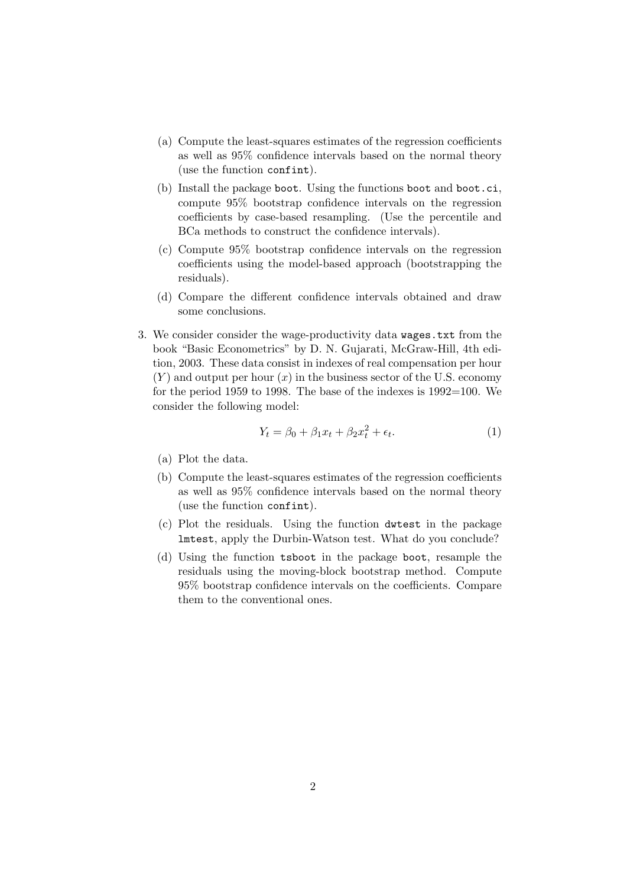(a) Compute the least-squares estimates of the regression coefficients as well as 95% confidence intervals based on the normal theory (use the function `confint`).

(b) Install the package `boot`. Using the functions `boot` and `boot.ci`, compute 95% bootstrap confidence intervals on the regression coefficients by case-based resampling. (Use the percentile and BCa methods to construct the confidence intervals).

(c) Compute 95% bootstrap confidence intervals on the regression coefficients using the model-based approach (bootstrapping the residuals).

(d) Compare the different confidence intervals obtained and draw some conclusions.

3. We consider consider the wage-productivity data `wages.txt` from the book "Basic Econometrics" by D. N. Gujarati, McGraw-Hill, 4th edition, 2003. These data consist in indexes of real compensation per hour ($Y$) and output per hour ($x$) in the business sector of the U.S. economy for the period 1959 to 1998. The base of the indexes is 1992=100. We consider the following model:

$$Y_t = \beta_0 + \beta_1 x_t + \beta_2 x_t^2 + \epsilon_t. \tag{1}$$

(a) Plot the data.

(b) Compute the least-squares estimates of the regression coefficients as well as 95% confidence intervals based on the normal theory (use the function `confint`).

(c) Plot the residuals. Using the function `dwtest` in the package `lmtest`, apply the Durbin-Watson test. What do you conclude?

(d) Using the function `tsboot` in the package `boot`, resample the residuals using the moving-block bootstrap method. Compute 95% bootstrap confidence intervals on the coefficients. Compare them to the conventional ones.